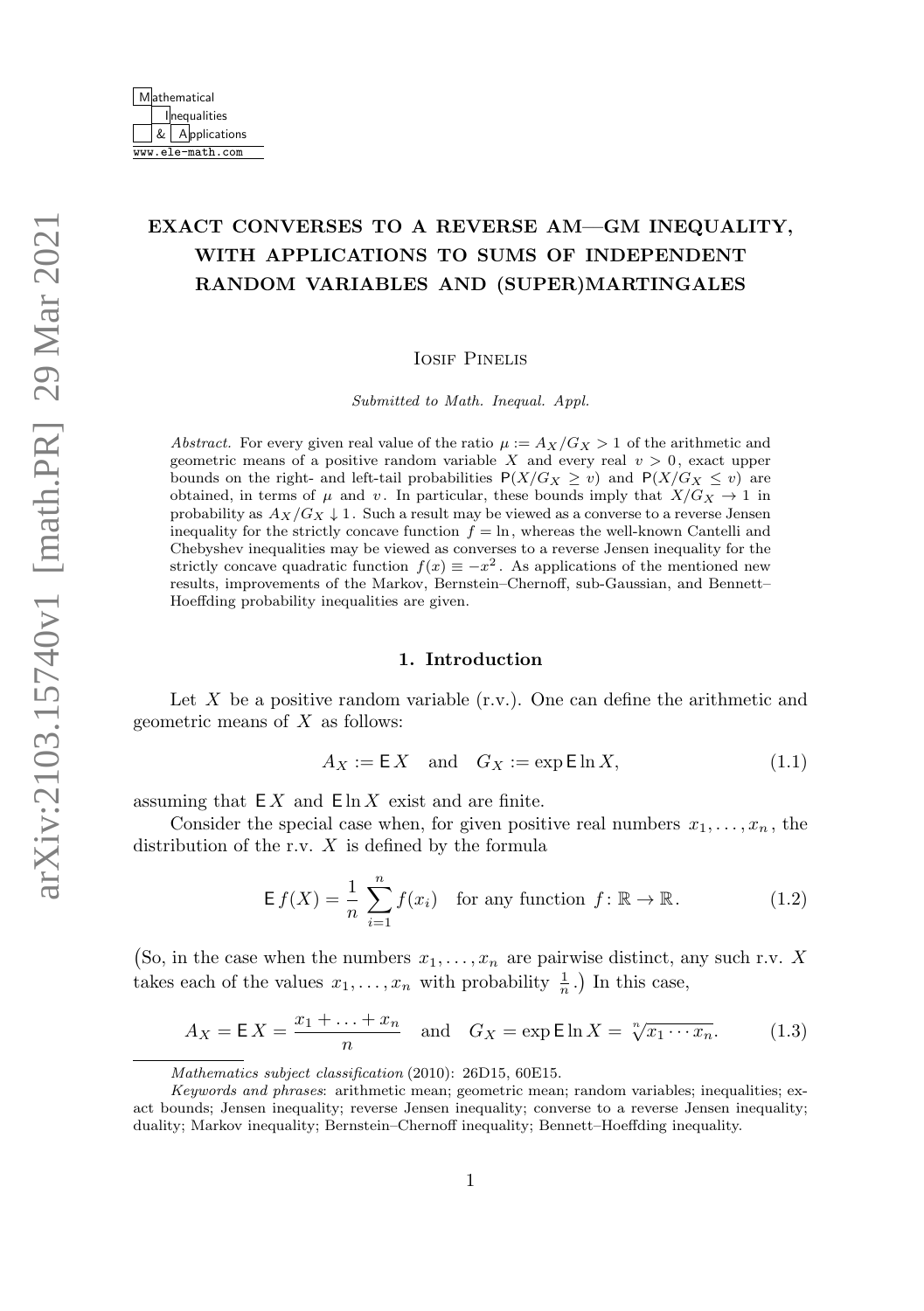# EXACT CONVERSES TO A REVERSE AM—GM INEQUALITY, WITH APPLICATIONS TO SUMS OF INDEPENDENT RANDOM VARIABLES AND (SUPER)MARTINGALES

Iosif Pinelis

*Submitted to Math. Inequal. Appl.*

*Abstract.* For every given real value of the ratio $\mu := A_X/G_X > 1$ of the arithmetic and geometric means of a positive random variable $X$ and every real $v > 0$, exact upper bounds on the right- and left-tail probabilities $\mathsf{P}(X/G_X \ge v)$ and $\mathsf{P}(X/G_X \le v)$ are obtained, in terms of $\mu$ and $v$. In particular, these bounds imply that $X/G_X \to 1$ in probability as $A_X/G_X \downarrow 1$. Such a result may be viewed as a converse to a reverse Jensen inequality for the strictly concave function $f = \ln$, whereas the well-known Cantelli and Chebyshev inequalities may be viewed as converses to a reverse Jensen inequality for the strictly concave quadratic function $f(x) \equiv -x^2$. As applications of the mentioned new results, improvements of the Markov, Bernstein–Chernoff, sub-Gaussian, and Bennett–Hoeffding probability inequalities are given.

## 1. Introduction

Let $X$ be a positive random variable (r.v.). One can define the arithmetic and geometric means of $X$ as follows:

$$A_X := \mathsf{E}\, X \quad \text{and} \quad G_X := \exp \mathsf{E} \ln X, \tag{1.1}$$

assuming that $\mathsf{E}\, X$ and $\mathsf{E} \ln X$ exist and are finite.

Consider the special case when, for given positive real numbers $x_1, \dots, x_n$, the distribution of the r.v. $X$ is defined by the formula

$$\mathsf{E}\, f(X) = \frac{1}{n} \sum_{i=1}^{n} f(x_i) \quad \text{for any function } f\colon \mathbb{R} \to \mathbb{R}. \tag{1.2}$$

(So, in the case when the numbers $x_1, \dots, x_n$ are pairwise distinct, any such r.v. $X$ takes each of the values $x_1, \dots, x_n$ with probability $\frac{1}{n}$.) In this case,

$$A_X = \mathsf{E}\, X = \frac{x_1 + \ldots + x_n}{n} \quad \text{and} \quad G_X = \exp \mathsf{E} \ln X = \sqrt[n]{x_1 \cdots x_n}. \tag{1.3}$$

*Mathematics subject classification* (2010): 26D15, 60E15.

*Keywords and phrases*: arithmetic mean; geometric mean; random variables; inequalities; exact bounds; Jensen inequality; reverse Jensen inequality; converse to a reverse Jensen inequality; duality; Markov inequality; Bernstein–Chernoff inequality; Bennett–Hoeffding inequality.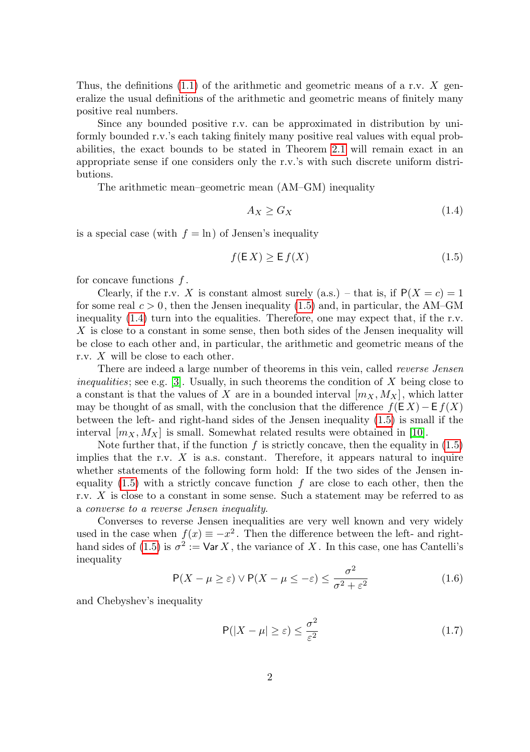Thus, the definitions (1.1) of the arithmetic and geometric means of a r.v. $X$ generalize the usual definitions of the arithmetic and geometric means of finitely many positive real numbers.

Since any bounded positive r.v. can be approximated in distribution by uniformly bounded r.v.'s each taking finitely many positive real values with equal probabilities, the exact bounds to be stated in Theorem 2.1 will remain exact in an appropriate sense if one considers only the r.v.'s with such discrete uniform distributions.

The arithmetic mean–geometric mean (AM–GM) inequality

$$A_X \geq G_X \tag{1.4}$$

is a special case (with $f = \ln$) of Jensen's inequality

$$f(\mathsf{E}\, X) \geq \mathsf{E}\, f(X) \tag{1.5}$$

for concave functions $f$.

Clearly, if the r.v. $X$ is constant almost surely (a.s.) – that is, if $\mathsf{P}(X = c) = 1$ for some real $c > 0$, then the Jensen inequality (1.5) and, in particular, the AM–GM inequality (1.4) turn into the equalities. Therefore, one may expect that, if the r.v. $X$ is close to a constant in some sense, then both sides of the Jensen inequality will be close to each other and, in particular, the arithmetic and geometric means of the r.v. $X$ will be close to each other.

There are indeed a large number of theorems in this vein, called *reverse Jensen inequalities*; see e.g. [3]. Usually, in such theorems the condition of $X$ being close to a constant is that the values of $X$ are in a bounded interval $[m_X, M_X]$, which latter may be thought of as small, with the conclusion that the difference $f(\mathsf{E}\, X) - \mathsf{E}\, f(X)$ between the left- and right-hand sides of the Jensen inequality (1.5) is small if the interval $[m_X, M_X]$ is small. Somewhat related results were obtained in [10].

Note further that, if the function $f$ is strictly concave, then the equality in (1.5) implies that the r.v. $X$ is a.s. constant. Therefore, it appears natural to inquire whether statements of the following form hold: If the two sides of the Jensen inequality (1.5) with a strictly concave function $f$ are close to each other, then the r.v. $X$ is close to a constant in some sense. Such a statement may be referred to as a *converse to a reverse Jensen inequality*.

Converses to reverse Jensen inequalities are very well known and very widely used in the case when $f(x) \equiv -x^2$. Then the difference between the left- and right-hand sides of (1.5) is $\sigma^2 := \mathsf{Var}\, X$, the variance of $X$. In this case, one has Cantelli's inequality

$$\mathsf{P}(X - \mu \geq \varepsilon) \vee \mathsf{P}(X - \mu \leq -\varepsilon) \leq \frac{\sigma^2}{\sigma^2 + \varepsilon^2} \tag{1.6}$$

and Chebyshev's inequality

$$\mathsf{P}(|X - \mu| \geq \varepsilon) \leq \frac{\sigma^2}{\varepsilon^2} \tag{1.7}$$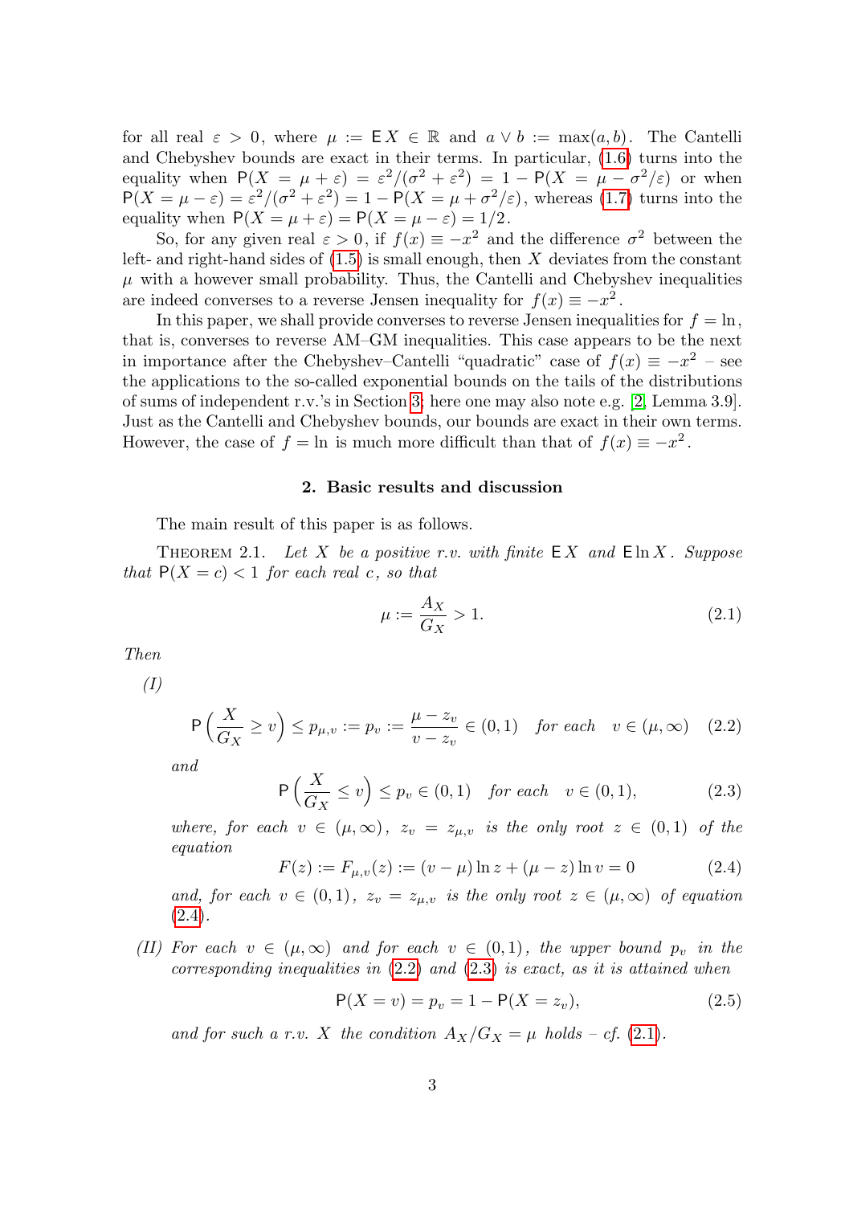for all real $\varepsilon > 0$, where $\mu := \mathsf{E}\, X \in \mathbb{R}$ and $a \vee b := \max(a, b)$. The Cantelli and Chebyshev bounds are exact in their terms. In particular, (1.6) turns into the equality when $\mathsf{P}(X = \mu + \varepsilon) = \varepsilon^2/(\sigma^2 + \varepsilon^2) = 1 - \mathsf{P}(X = \mu - \sigma^2/\varepsilon)$ or when $\mathsf{P}(X = \mu - \varepsilon) = \varepsilon^2/(\sigma^2 + \varepsilon^2) = 1 - \mathsf{P}(X = \mu + \sigma^2/\varepsilon)$, whereas (1.7) turns into the equality when $\mathsf{P}(X = \mu + \varepsilon) = \mathsf{P}(X = \mu - \varepsilon) = 1/2$.

So, for any given real $\varepsilon > 0$, if $f(x) \equiv -x^2$ and the difference $\sigma^2$ between the left- and right-hand sides of (1.5) is small enough, then $X$ deviates from the constant $\mu$ with a however small probability. Thus, the Cantelli and Chebyshev inequalities are indeed converses to a reverse Jensen inequality for $f(x) \equiv -x^2$.

In this paper, we shall provide converses to reverse Jensen inequalities for $f = \ln$, that is, converses to reverse AM–GM inequalities. This case appears to be the next in importance after the Chebyshev–Cantelli "quadratic" case of $f(x) \equiv -x^2$ – see the applications to the so-called exponential bounds on the tails of the distributions of sums of independent r.v.'s in Section 3; here one may also note e.g. [2, Lemma 3.9]. Just as the Cantelli and Chebyshev bounds, our bounds are exact in their own terms. However, the case of $f = \ln$ is much more difficult than that of $f(x) \equiv -x^2$.

## 2. Basic results and discussion

The main result of this paper is as follows.

THEOREM 2.1. *Let $X$ be a positive r.v. with finite $\mathsf{E}\, X$ and $\mathsf{E} \ln X$. Suppose that $\mathsf{P}(X = c) < 1$ for each real $c$, so that*

$$\mu := \frac{A_X}{G_X} > 1. \tag{2.1}$$

*Then*

*(I)*

$$\mathsf{P}\left(\frac{X}{G_X} \geq v\right) \leq p_{\mu,v} := p_v := \frac{\mu - z_v}{v - z_v} \in (0, 1) \quad \text{for each} \quad v \in (\mu, \infty) \tag{2.2}$$

*and*

$$\mathsf{P}\left(\frac{X}{G_X} \leq v\right) \leq p_v \in (0, 1) \quad \text{for each} \quad v \in (0, 1), \tag{2.3}$$

*where, for each $v \in (\mu, \infty)$, $z_v = z_{\mu,v}$ is the only root $z \in (0, 1)$ of the equation*

$$F(z) := F_{\mu,v}(z) := (v - \mu) \ln z + (\mu - z) \ln v = 0 \tag{2.4}$$

*and, for each $v \in (0, 1)$, $z_v = z_{\mu,v}$ is the only root $z \in (\mu, \infty)$ of equation (2.4).*

*(II) For each $v \in (\mu, \infty)$ and for each $v \in (0, 1)$, the upper bound $p_v$ in the corresponding inequalities in (2.2) and (2.3) is exact, as it is attained when*

$$\mathsf{P}(X = v) = p_v = 1 - \mathsf{P}(X = z_v), \tag{2.5}$$

*and for such a r.v. $X$ the condition $A_X/G_X = \mu$ holds – cf. (2.1).*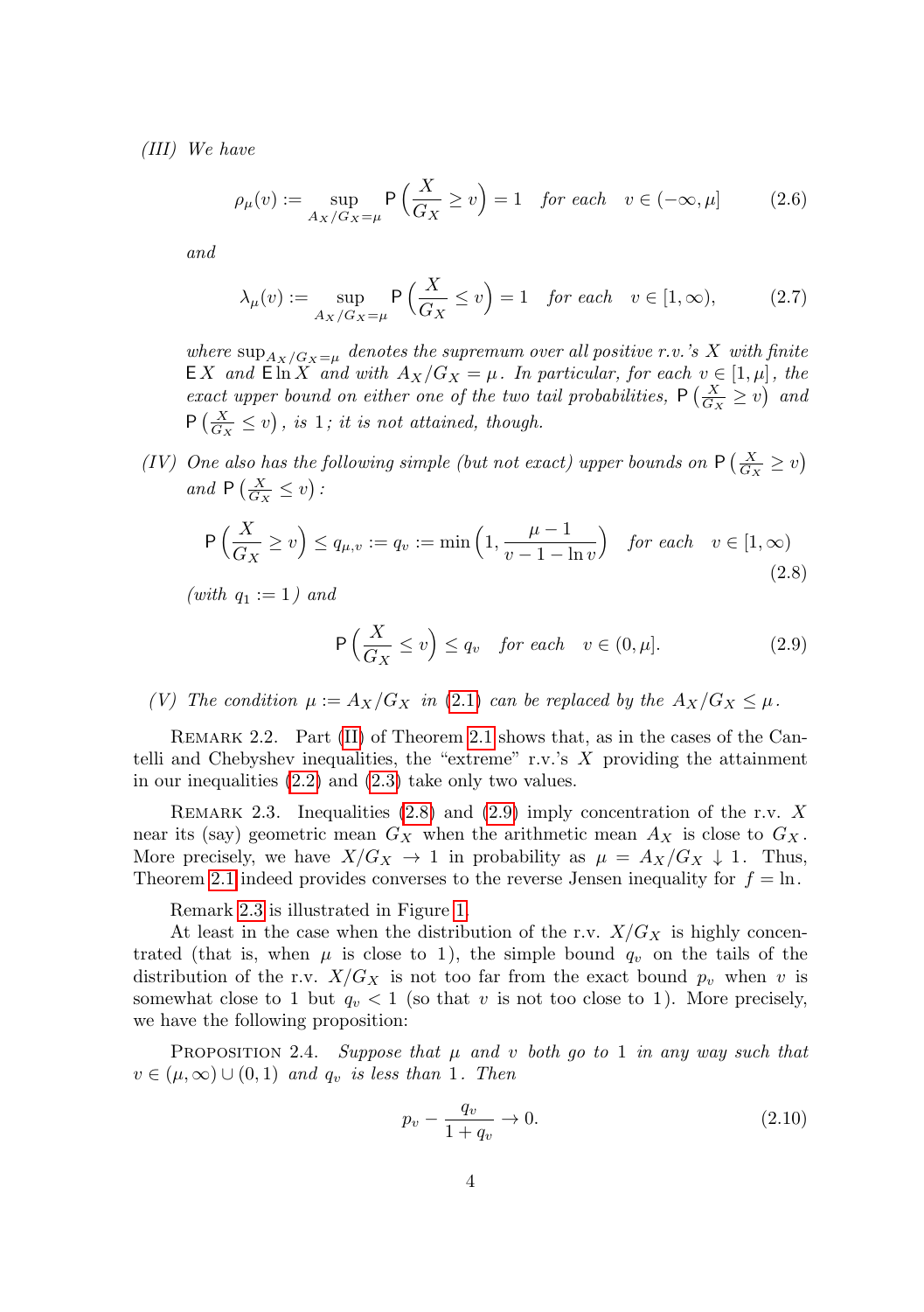*(III) We have*

$$\rho_\mu(v) := \sup_{A_X/G_X=\mu} \mathsf{P}\Big(\frac{X}{G_X} \ge v\Big) = 1 \quad \text{for each} \quad v \in (-\infty, \mu] \tag{2.6}$$

*and*

$$\lambda_\mu(v) := \sup_{A_X/G_X=\mu} \mathsf{P}\Big(\frac{X}{G_X} \le v\Big) = 1 \quad \text{for each} \quad v \in [1, \infty), \tag{2.7}$$

*where* $\sup_{A_X/G_X=\mu}$ *denotes the supremum over all positive r.v.'s* $X$ *with finite* $\mathsf{E}\,X$ *and* $\mathsf{E}\ln X$ *and with* $A_X/G_X = \mu$*. In particular, for each* $v \in [1, \mu]$*, the exact upper bound on either one of the two tail probabilities,* $\mathsf{P}\big(\frac{X}{G_X} \ge v\big)$ *and* $\mathsf{P}\big(\frac{X}{G_X} \le v\big)$*, is* $1$*; it is not attained, though.*

*(IV) One also has the following simple (but not exact) upper bounds on* $\mathsf{P}\big(\frac{X}{G_X} \ge v\big)$ *and* $\mathsf{P}\big(\frac{X}{G_X} \le v\big)$*:*

$$\mathsf{P}\Big(\frac{X}{G_X} \ge v\Big) \le q_{\mu,v} := q_v := \min\Big(1, \frac{\mu-1}{v-1-\ln v}\Big) \quad \text{for each} \quad v \in [1, \infty) \tag{2.8}$$

*(with* $q_1 := 1$*) and*

$$\mathsf{P}\Big(\frac{X}{G_X} \le v\Big) \le q_v \quad \text{for each} \quad v \in (0, \mu]. \tag{2.9}$$

*(V) The condition* $\mu := A_X/G_X$ *in (2.1) can be replaced by the* $A_X/G_X \le \mu$*.*

Remark 2.2. Part (II) of Theorem 2.1 shows that, as in the cases of the Cantelli and Chebyshev inequalities, the "extreme" r.v.'s $X$ providing the attainment in our inequalities (2.2) and (2.3) take only two values.

Remark 2.3. Inequalities (2.8) and (2.9) imply concentration of the r.v. $X$ near its (say) geometric mean $G_X$ when the arithmetic mean $A_X$ is close to $G_X$. More precisely, we have $X/G_X \to 1$ in probability as $\mu = A_X/G_X \downarrow 1$. Thus, Theorem 2.1 indeed provides converses to the reverse Jensen inequality for $f = \ln$.

Remark 2.3 is illustrated in Figure 1.

At least in the case when the distribution of the r.v. $X/G_X$ is highly concentrated (that is, when $\mu$ is close to 1), the simple bound $q_v$ on the tails of the distribution of the r.v. $X/G_X$ is not too far from the exact bound $p_v$ when $v$ is somewhat close to 1 but $q_v < 1$ (so that $v$ is not too close to 1). More precisely, we have the following proposition:

Proposition 2.4. *Suppose that* $\mu$ *and* $v$ *both go to* 1 *in any way such that* $v \in (\mu, \infty) \cup (0, 1)$ *and* $q_v$ *is less than* 1*. Then*

$$p_v - \frac{q_v}{1+q_v} \to 0. \tag{2.10}$$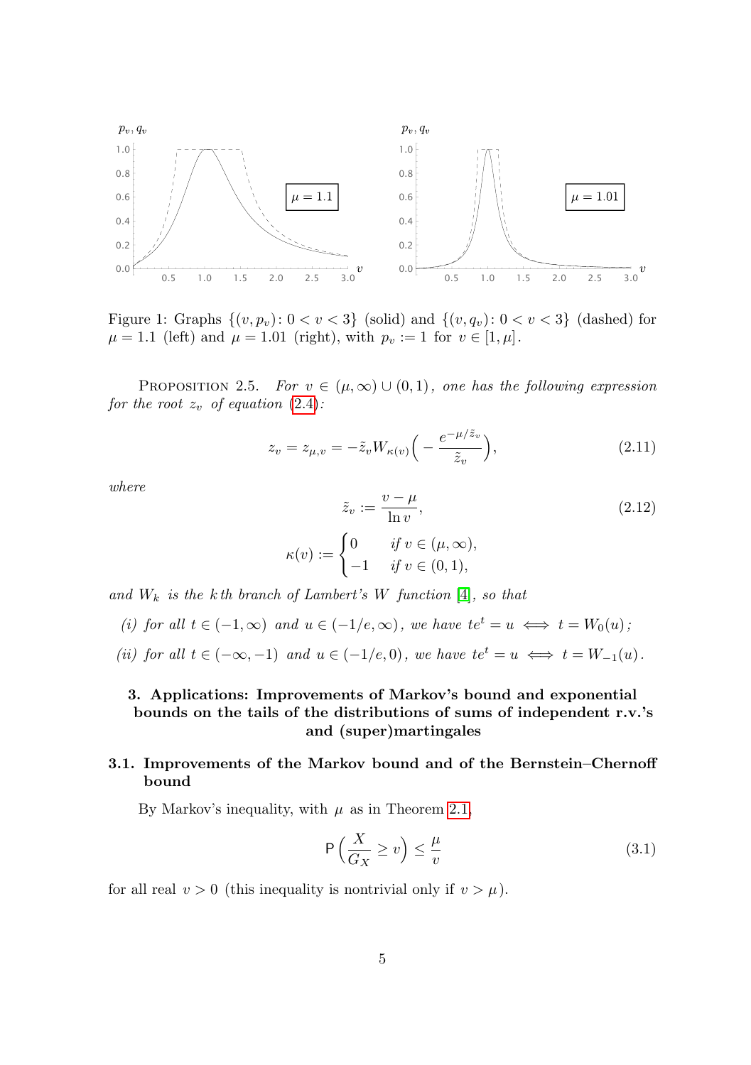Figure 1: Graphs $\{(v,p_v)\colon 0<v<3\}$ (solid) and $\{(v,q_v)\colon 0<v<3\}$ (dashed) for $\mu=1.1$ (left) and $\mu=1.01$ (right), with $p_v:=1$ for $v\in[1,\mu]$.

Proposition 2.5. *For $v\in(\mu,\infty)\cup(0,1)$, one has the following expression for the root $z_v$ of equation (2.4):*

$$z_v = z_{\mu,v} = -\tilde z_v W_{\kappa(v)}\Big(-\frac{e^{-\mu/\tilde z_v}}{\tilde z_v}\Big), \tag{2.11}$$

*where*

$$\tilde z_v := \frac{v-\mu}{\ln v}, \tag{2.12}$$

$$\kappa(v) := \begin{cases} 0 & \text{if } v\in(\mu,\infty), \\ -1 & \text{if } v\in(0,1), \end{cases}$$

*and $W_k$ is the $k$th branch of Lambert's $W$ function [4], so that*

*(i) for all $t\in(-1,\infty)$ and $u\in(-1/e,\infty)$, we have $te^t=u \iff t=W_0(u)$;*

*(ii) for all $t\in(-\infty,-1)$ and $u\in(-1/e,0)$, we have $te^t=u \iff t=W_{-1}(u)$.*

## 3. Applications: Improvements of Markov's bound and exponential bounds on the tails of the distributions of sums of independent r.v.'s and (super)martingales

### 3.1. Improvements of the Markov bound and of the Bernstein–Chernoff bound

By Markov's inequality, with $\mu$ as in Theorem 2.1,

$$\mathsf{P}\Big(\frac{X}{G_X}\ge v\Big) \le \frac{\mu}{v} \tag{3.1}$$

for all real $v>0$ (this inequality is nontrivial only if $v>\mu$).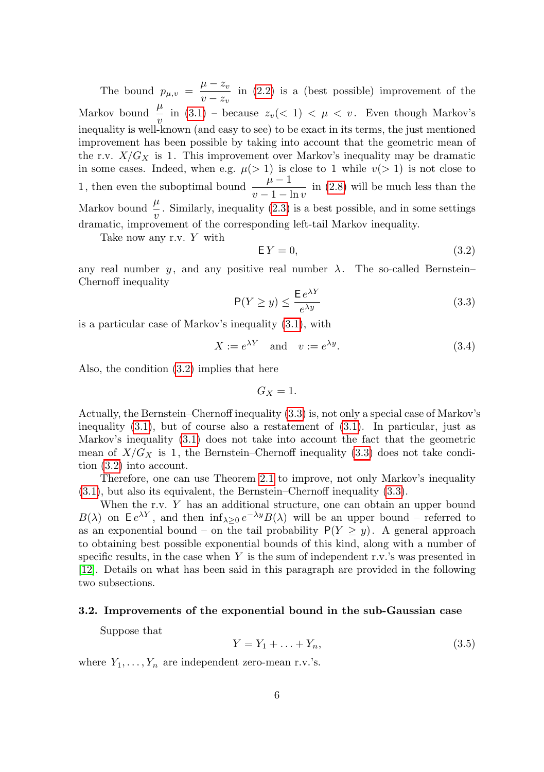The bound $p_{\mu,v} = \dfrac{\mu - z_v}{v - z_v}$ in (2.2) is a (best possible) improvement of the Markov bound $\dfrac{\mu}{v}$ in (3.1) – because $z_v(< 1) < \mu < v$. Even though Markov's inequality is well-known (and easy to see) to be exact in its terms, the just mentioned improvement has been possible by taking into account that the geometric mean of the r.v. $X/G_X$ is 1. This improvement over Markov's inequality may be dramatic in some cases. Indeed, when e.g. $\mu(> 1)$ is close to 1 while $v(> 1)$ is not close to 1, then even the suboptimal bound $\dfrac{\mu - 1}{v - 1 - \ln v}$ in (2.8) will be much less than the Markov bound $\dfrac{\mu}{v}$. Similarly, inequality (2.3) is a best possible, and in some settings dramatic, improvement of the corresponding left-tail Markov inequality.

Take now any r.v. $Y$ with

$$\mathsf{E}\, Y = 0, \tag{3.2}$$

any real number $y$, and any positive real number $\lambda$. The so-called Bernstein–Chernoff inequality

$$\mathsf{P}(Y \ge y) \le \frac{\mathsf{E}\, e^{\lambda Y}}{e^{\lambda y}} \tag{3.3}$$

is a particular case of Markov's inequality (3.1), with

$$X := e^{\lambda Y} \quad \text{and} \quad v := e^{\lambda y}. \tag{3.4}$$

Also, the condition (3.2) implies that here

$$G_X = 1.$$

Actually, the Bernstein–Chernoff inequality (3.3) is, not only a special case of Markov's inequality (3.1), but of course also a restatement of (3.1). In particular, just as Markov's inequality (3.1) does not take into account the fact that the geometric mean of $X/G_X$ is 1, the Bernstein–Chernoff inequality (3.3) does not take condition (3.2) into account.

Therefore, one can use Theorem 2.1 to improve, not only Markov's inequality (3.1), but also its equivalent, the Bernstein–Chernoff inequality (3.3).

When the r.v. $Y$ has an additional structure, one can obtain an upper bound $B(\lambda)$ on $\mathsf{E}\, e^{\lambda Y}$, and then $\inf_{\lambda \ge 0} e^{-\lambda y} B(\lambda)$ will be an upper bound – referred to as an exponential bound – on the tail probability $\mathsf{P}(Y \ge y)$. A general approach to obtaining best possible exponential bounds of this kind, along with a number of specific results, in the case when $Y$ is the sum of independent r.v.'s was presented in [12]. Details on what has been said in this paragraph are provided in the following two subsections.

### 3.2. Improvements of the exponential bound in the sub-Gaussian case

Suppose that

$$Y = Y_1 + \ldots + Y_n, \tag{3.5}$$

where $Y_1, \ldots, Y_n$ are independent zero-mean r.v.'s.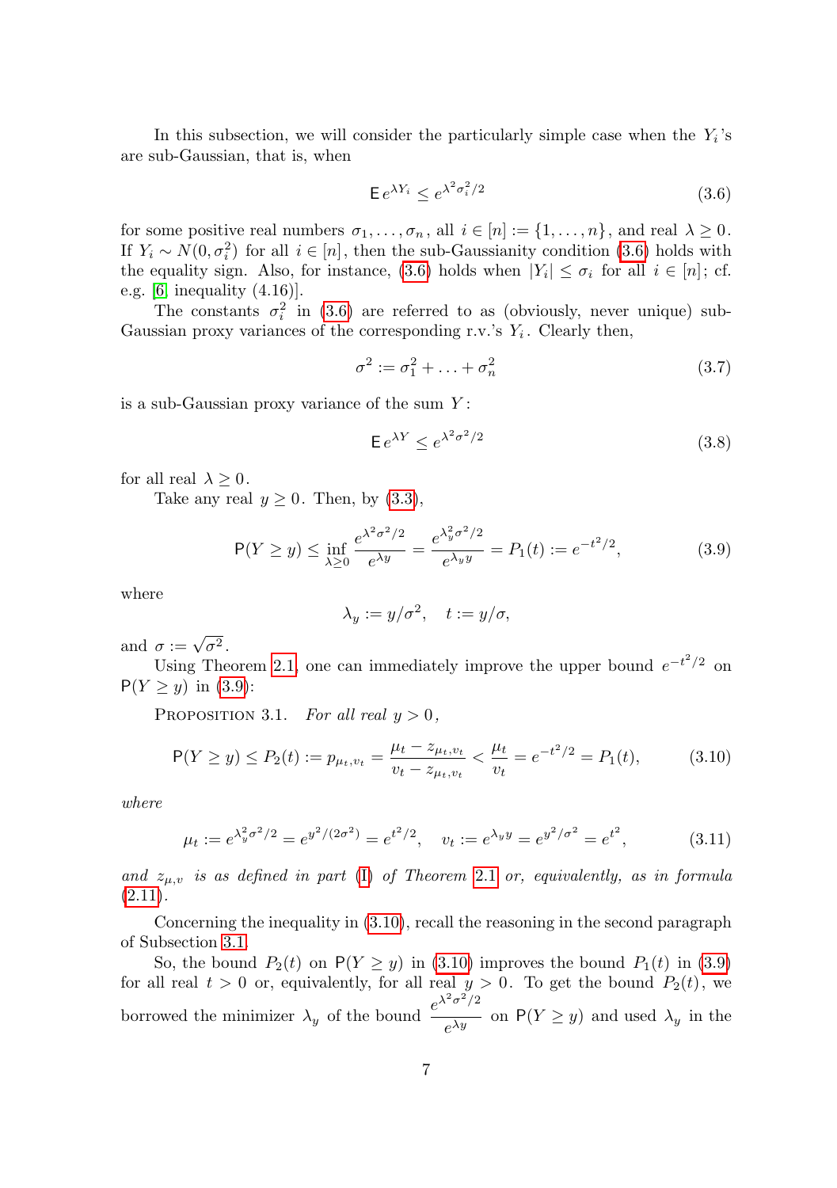In this subsection, we will consider the particularly simple case when the $Y_i$'s are sub-Gaussian, that is, when

$$\mathsf{E}\, e^{\lambda Y_i} \le e^{\lambda^2 \sigma_i^2/2} \tag{3.6}$$

for some positive real numbers $\sigma_1, \dots, \sigma_n$, all $i \in [n] := \{1, \dots, n\}$, and real $\lambda \ge 0$. If $Y_i \sim N(0, \sigma_i^2)$ for all $i \in [n]$, then the sub-Gaussianity condition (3.6) holds with the equality sign. Also, for instance, (3.6) holds when $|Y_i| \le \sigma_i$ for all $i \in [n]$; cf. e.g. [6, inequality (4.16)].

The constants $\sigma_i^2$ in (3.6) are referred to as (obviously, never unique) sub-Gaussian proxy variances of the corresponding r.v.'s $Y_i$. Clearly then,

$$\sigma^2 := \sigma_1^2 + \dots + \sigma_n^2 \tag{3.7}$$

is a sub-Gaussian proxy variance of the sum $Y$:

$$\mathsf{E}\, e^{\lambda Y} \le e^{\lambda^2 \sigma^2/2} \tag{3.8}$$

for all real $\lambda \ge 0$.

Take any real $y \ge 0$. Then, by (3.3),

$$\mathsf{P}(Y \ge y) \le \inf_{\lambda \ge 0} \frac{e^{\lambda^2 \sigma^2/2}}{e^{\lambda y}} = \frac{e^{\lambda_y^2 \sigma^2/2}}{e^{\lambda_y y}} = P_1(t) := e^{-t^2/2}, \tag{3.9}$$

where

$$\lambda_y := y/\sigma^2, \quad t := y/\sigma,$$

and $\sigma := \sqrt{\sigma^2}$.

Using Theorem 2.1, one can immediately improve the upper bound $e^{-t^2/2}$ on $\mathsf{P}(Y \ge y)$ in (3.9):

Proposition 3.1. *For all real $y > 0$,*

$$\mathsf{P}(Y \ge y) \le P_2(t) := p_{\mu_t, v_t} = \frac{\mu_t - z_{\mu_t, v_t}}{v_t - z_{\mu_t, v_t}} < \frac{\mu_t}{v_t} = e^{-t^2/2} = P_1(t), \tag{3.10}$$

*where*

$$\mu_t := e^{\lambda_y^2 \sigma^2/2} = e^{y^2/(2\sigma^2)} = e^{t^2/2}, \quad v_t := e^{\lambda_y y} = e^{y^2/\sigma^2} = e^{t^2}, \tag{3.11}$$

*and $z_{\mu,v}$ is as defined in part (I) of Theorem 2.1 or, equivalently, as in formula (2.11).*

Concerning the inequality in (3.10), recall the reasoning in the second paragraph of Subsection 3.1.

So, the bound $P_2(t)$ on $\mathsf{P}(Y \ge y)$ in (3.10) improves the bound $P_1(t)$ in (3.9) for all real $t > 0$ or, equivalently, for all real $y > 0$. To get the bound $P_2(t)$, we borrowed the minimizer $\lambda_y$ of the bound $\dfrac{e^{\lambda^2 \sigma^2/2}}{e^{\lambda y}}$ on $\mathsf{P}(Y \ge y)$ and used $\lambda_y$ in the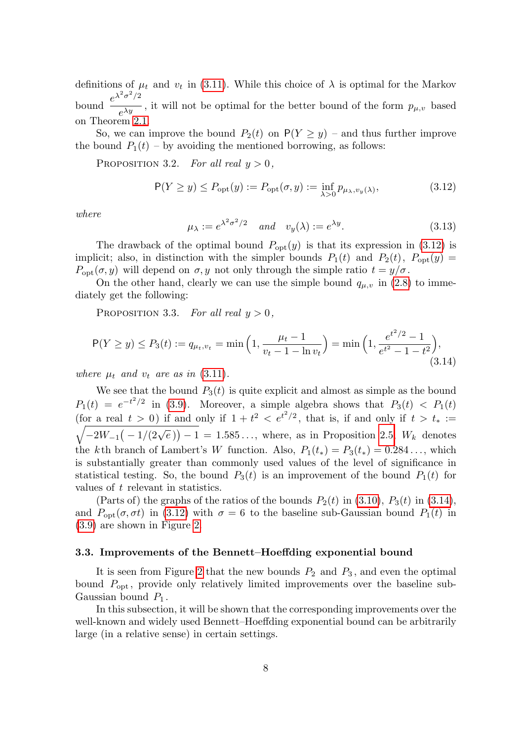definitions of $\mu_t$ and $v_t$ in (3.11). While this choice of $\lambda$ is optimal for the Markov bound $\dfrac{e^{\lambda^2\sigma^2/2}}{e^{\lambda y}}$, it will not be optimal for the better bound of the form $p_{\mu,v}$ based on Theorem 2.1.

So, we can improve the bound $P_2(t)$ on $\mathsf{P}(Y \ge y)$ – and thus further improve the bound $P_1(t)$ – by avoiding the mentioned borrowing, as follows:

Proposition 3.2. *For all real $y > 0$,*

$$
\mathsf{P}(Y \ge y) \le P_{\mathrm{opt}}(y) := P_{\mathrm{opt}}(\sigma, y) := \inf_{\lambda>0} p_{\mu_\lambda, v_y(\lambda)}, \tag{3.12}
$$

*where*

$$
\mu_\lambda := e^{\lambda^2\sigma^2/2} \quad \text{and} \quad v_y(\lambda) := e^{\lambda y}. \tag{3.13}
$$

The drawback of the optimal bound $P_{\mathrm{opt}}(y)$ is that its expression in (3.12) is implicit; also, in distinction with the simpler bounds $P_1(t)$ and $P_2(t)$, $P_{\mathrm{opt}}(y) = P_{\mathrm{opt}}(\sigma, y)$ will depend on $\sigma, y$ not only through the simple ratio $t = y/\sigma$.

On the other hand, clearly we can use the simple bound $q_{\mu,v}$ in (2.8) to immediately get the following:

Proposition 3.3. *For all real $y > 0$,*

$$
\mathsf{P}(Y \ge y) \le P_3(t) := q_{\mu_t, v_t} = \min\Big(1, \frac{\mu_t - 1}{v_t - 1 - \ln v_t}\Big) = \min\Big(1, \frac{e^{t^2/2} - 1}{e^{t^2} - 1 - t^2}\Big), \tag{3.14}
$$

*where $\mu_t$ and $v_t$ are as in (3.11).*

We see that the bound $P_3(t)$ is quite explicit and almost as simple as the bound $P_1(t) = e^{-t^2/2}$ in (3.9). Moreover, a simple algebra shows that $P_3(t) < P_1(t)$ (for a real $t > 0$) if and only if $1 + t^2 < e^{t^2/2}$, that is, if and only if $t > t_* := \sqrt{-2W_{-1}\big(-1/(2\sqrt{e})\big) - 1} = 1.585\ldots$, where, as in Proposition 2.5, $W_k$ denotes the $k$th branch of Lambert's $W$ function. Also, $P_1(t_*) = P_3(t_*) = 0.284\ldots$, which is substantially greater than commonly used values of the level of significance in statistical testing. So, the bound $P_3(t)$ is an improvement of the bound $P_1(t)$ for values of $t$ relevant in statistics.

(Parts of) the graphs of the ratios of the bounds $P_2(t)$ in (3.10), $P_3(t)$ in (3.14), and $P_{\mathrm{opt}}(\sigma, \sigma t)$ in (3.12) with $\sigma = 6$ to the baseline sub-Gaussian bound $P_1(t)$ in (3.9) are shown in Figure 2.

### 3.3. Improvements of the Bennett–Hoeffding exponential bound

It is seen from Figure 2 that the new bounds $P_2$ and $P_3$, and even the optimal bound $P_{\mathrm{opt}}$, provide only relatively limited improvements over the baseline sub-Gaussian bound $P_1$.

In this subsection, it will be shown that the corresponding improvements over the well-known and widely used Bennett–Hoeffding exponential bound can be arbitrarily large (in a relative sense) in certain settings.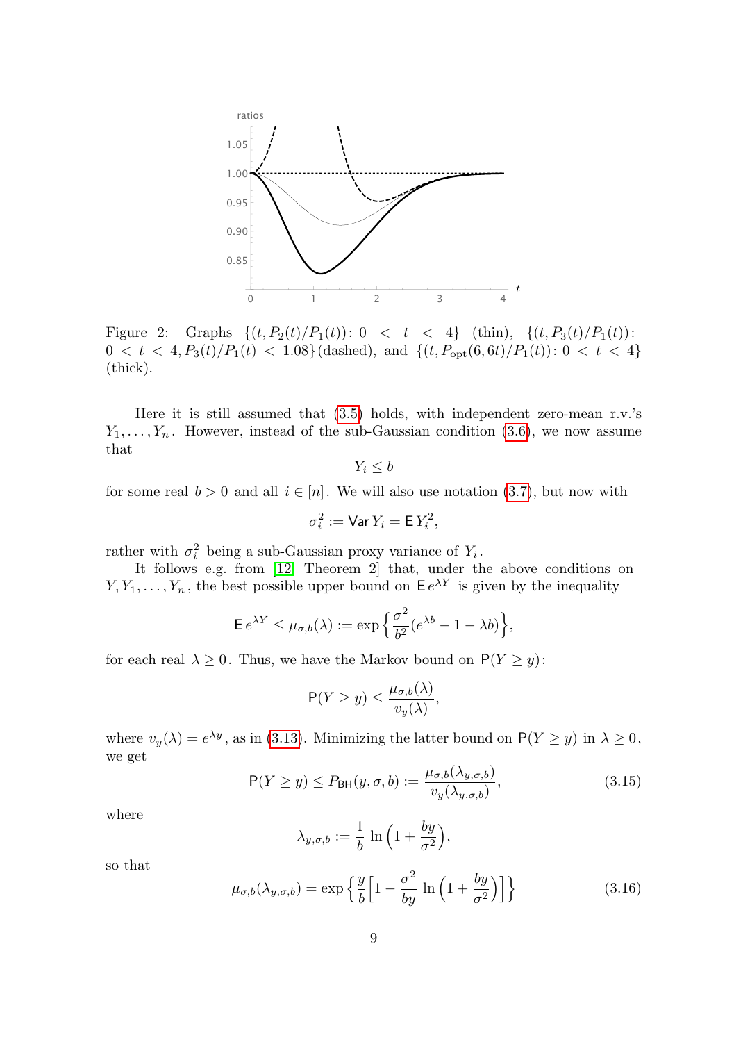Figure 2: Graphs $\{(t, P_2(t)/P_1(t)) \colon 0 < t < 4\}$ (thin), $\{(t, P_3(t)/P_1(t)) \colon 0 < t < 4, P_3(t)/P_1(t) < 1.08\}$ (dashed), and $\{(t, P_{\text{opt}}(6, 6t)/P_1(t)) \colon 0 < t < 4\}$ (thick).

Here it is still assumed that (3.5) holds, with independent zero-mean r.v.'s $Y_1, \dots, Y_n$. However, instead of the sub-Gaussian condition (3.6), we now assume that

$$Y_i \le b$$

for some real $b > 0$ and all $i \in [n]$. We will also use notation (3.7), but now with

$$\sigma_i^2 := \operatorname{Var} Y_i = \operatorname{E} Y_i^2,$$

rather with $\sigma_i^2$ being a sub-Gaussian proxy variance of $Y_i$.

It follows e.g. from [12, Theorem 2] that, under the above conditions on $Y, Y_1, \dots, Y_n$, the best possible upper bound on $\operatorname{E} e^{\lambda Y}$ is given by the inequality

$$\operatorname{E} e^{\lambda Y} \le \mu_{\sigma,b}(\lambda) := \exp\Big\{ \frac{\sigma^2}{b^2} (e^{\lambda b} - 1 - \lambda b) \Big\},$$

for each real $\lambda \ge 0$. Thus, we have the Markov bound on $\operatorname{P}(Y \ge y)$:

$$\operatorname{P}(Y \ge y) \le \frac{\mu_{\sigma,b}(\lambda)}{v_y(\lambda)},$$

where $v_y(\lambda) = e^{\lambda y}$, as in (3.13). Minimizing the latter bound on $\operatorname{P}(Y \ge y)$ in $\lambda \ge 0$, we get

$$\operatorname{P}(Y \ge y) \le P_{\mathsf{BH}}(y, \sigma, b) := \frac{\mu_{\sigma,b}(\lambda_{y,\sigma,b})}{v_y(\lambda_{y,\sigma,b})}, \tag{3.15}$$

where

$$\lambda_{y,\sigma,b} := \frac{1}{b} \ln\Big(1 + \frac{by}{\sigma^2}\Big),$$

so that

$$\mu_{\sigma,b}(\lambda_{y,\sigma,b}) = \exp\Big\{ \frac{y}{b} \Big[ 1 - \frac{\sigma^2}{by} \ln\Big(1 + \frac{by}{\sigma^2}\Big) \Big] \Big\} \tag{3.16}$$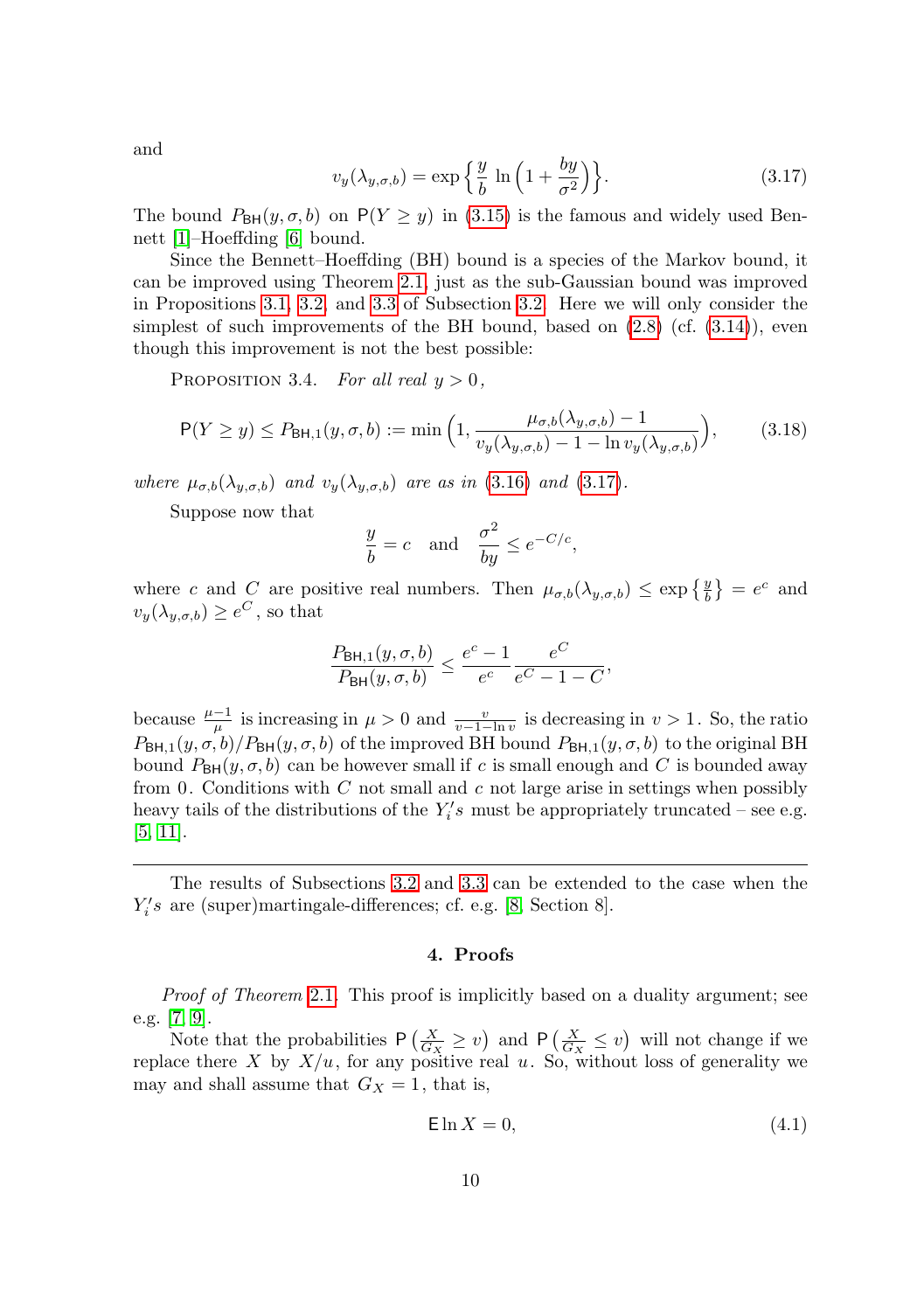and

$$v_y(\lambda_{y,\sigma,b}) = \exp\Big\{\frac{y}{b}\,\ln\Big(1+\frac{by}{\sigma^2}\Big)\Big\}. \tag{3.17}$$

The bound $P_{\mathsf{BH}}(y,\sigma,b)$ on $\mathsf{P}(Y \ge y)$ in (3.15) is the famous and widely used Bennett [1]–Hoeffding [6] bound.

Since the Bennett–Hoeffding (BH) bound is a species of the Markov bound, it can be improved using Theorem 2.1, just as the sub-Gaussian bound was improved in Propositions 3.1, 3.2, and 3.3 of Subsection 3.2. Here we will only consider the simplest of such improvements of the BH bound, based on (2.8) (cf. (3.14)), even though this improvement is not the best possible:

PROPOSITION 3.4. *For all real $y > 0$,*

$$\mathsf{P}(Y \ge y) \le P_{\mathsf{BH},1}(y,\sigma,b) := \min\Big(1, \frac{\mu_{\sigma,b}(\lambda_{y,\sigma,b}) - 1}{v_y(\lambda_{y,\sigma,b}) - 1 - \ln v_y(\lambda_{y,\sigma,b})}\Big), \tag{3.18}$$

*where $\mu_{\sigma,b}(\lambda_{y,\sigma,b})$ and $v_y(\lambda_{y,\sigma,b})$ are as in (3.16) and (3.17).*

Suppose now that

$$\frac{y}{b} = c \quad \text{and} \quad \frac{\sigma^2}{by} \le e^{-C/c},$$

where $c$ and $C$ are positive real numbers. Then $\mu_{\sigma,b}(\lambda_{y,\sigma,b}) \le \exp\big\{\frac{y}{b}\big\} = e^c$ and $v_y(\lambda_{y,\sigma,b}) \ge e^C$, so that

$$\frac{P_{\mathsf{BH},1}(y,\sigma,b)}{P_{\mathsf{BH}}(y,\sigma,b)} \le \frac{e^c - 1}{e^c}\,\frac{e^C}{e^C - 1 - C},$$

because $\frac{\mu-1}{\mu}$ is increasing in $\mu > 0$ and $\frac{v}{v-1-\ln v}$ is decreasing in $v > 1$. So, the ratio $P_{\mathsf{BH},1}(y,\sigma,b)/P_{\mathsf{BH}}(y,\sigma,b)$ of the improved BH bound $P_{\mathsf{BH},1}(y,\sigma,b)$ to the original BH bound $P_{\mathsf{BH}}(y,\sigma,b)$ can be however small if $c$ is small enough and $C$ is bounded away from $0$. Conditions with $C$ not small and $c$ not large arise in settings when possibly heavy tails of the distributions of the $Y_i's$ must be appropriately truncated – see e.g. [5, 11].

---

The results of Subsections 3.2 and 3.3 can be extended to the case when the $Y_i's$ are (super)martingale-differences; cf. e.g. [8, Section 8].

## 4. Proofs

*Proof of Theorem* 2.1. This proof is implicitly based on a duality argument; see e.g. [7, 9].

Note that the probabilities $\mathsf{P}\big(\frac{X}{G_X} \ge v\big)$ and $\mathsf{P}\big(\frac{X}{G_X} \le v\big)$ will not change if we replace there $X$ by $X/u$, for any positive real $u$. So, without loss of generality we may and shall assume that $G_X = 1$, that is,

$$\mathsf{E}\ln X = 0, \tag{4.1}$$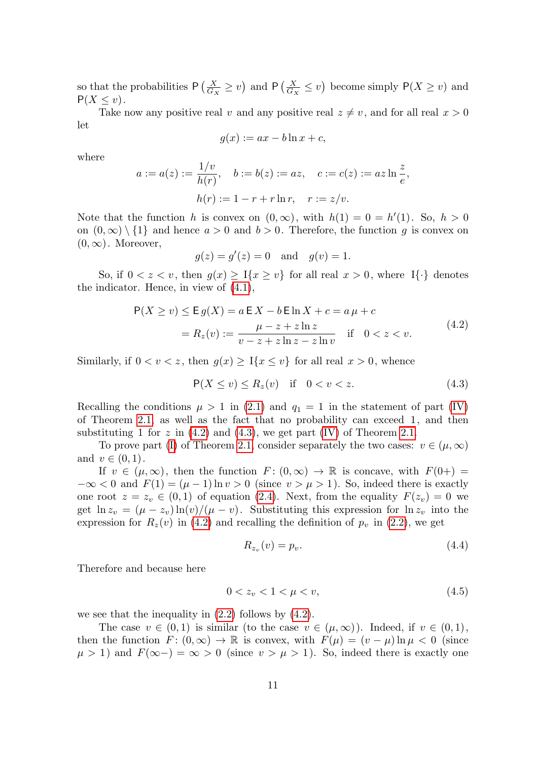so that the probabilities $\mathsf{P}\left(\frac{X}{G_X} \ge v\right)$ and $\mathsf{P}\left(\frac{X}{G_X} \le v\right)$ become simply $\mathsf{P}(X \ge v)$ and $\mathsf{P}(X \le v)$.

Take now any positive real $v$ and any positive real $z \ne v$, and for all real $x > 0$ let

$$g(x) := ax - b\ln x + c,$$

where

$$a := a(z) := \frac{1/v}{h(r)}, \quad b := b(z) := az, \quad c := c(z) := az\ln\frac{z}{e},$$

$$h(r) := 1 - r + r\ln r, \quad r := z/v.$$

Note that the function $h$ is convex on $(0,\infty)$, with $h(1) = 0 = h'(1)$. So, $h > 0$ on $(0,\infty)\setminus\{1\}$ and hence $a > 0$ and $b > 0$. Therefore, the function $g$ is convex on $(0,\infty)$. Moreover,

$$g(z) = g'(z) = 0 \quad \text{and} \quad g(v) = 1.$$

So, if $0 < z < v$, then $g(x) \ge \mathrm{I}\{x \ge v\}$ for all real $x > 0$, where $\mathrm{I}\{\cdot\}$ denotes the indicator. Hence, in view of (4.1),

$$\begin{aligned}\mathsf{P}(X \ge v) &\le \mathsf{E}\,g(X) = a\,\mathsf{E}\,X - b\,\mathsf{E}\ln X + c = a\,\mu + c\\ &= R_z(v) := \frac{\mu - z + z\ln z}{v - z + z\ln z - z\ln v} \quad \text{if} \quad 0 < z < v.\end{aligned} \tag{4.2}$$

Similarly, if $0 < v < z$, then $g(x) \ge \mathrm{I}\{x \le v\}$ for all real $x > 0$, whence

$$\mathsf{P}(X \le v) \le R_z(v) \quad \text{if} \quad 0 < v < z. \tag{4.3}$$

Recalling the conditions $\mu > 1$ in (2.1) and $q_1 = 1$ in the statement of part (IV) of Theorem 2.1, as well as the fact that no probability can exceed $1$, and then substituting $1$ for $z$ in (4.2) and (4.3), we get part (IV) of Theorem 2.1.

To prove part (I) of Theorem 2.1, consider separately the two cases: $v \in (\mu,\infty)$ and $v \in (0,1)$.

If $v \in (\mu,\infty)$, then the function $F\colon (0,\infty) \to \mathbb{R}$ is concave, with $F(0+) = -\infty < 0$ and $F(1) = (\mu - 1)\ln v > 0$ (since $v > \mu > 1$). So, indeed there is exactly one root $z = z_v \in (0,1)$ of equation (2.4). Next, from the equality $F(z_v) = 0$ we get $\ln z_v = (\mu - z_v)\ln(v)/(\mu - v)$. Substituting this expression for $\ln z_v$ into the expression for $R_z(v)$ in (4.2) and recalling the definition of $p_v$ in (2.2), we get

$$R_{z_v}(v) = p_v. \tag{4.4}$$

Therefore and because here

$$0 < z_v < 1 < \mu < v, \tag{4.5}$$

we see that the inequality in (2.2) follows by (4.2).

The case $v \in (0,1)$ is similar (to the case $v \in (\mu,\infty)$). Indeed, if $v \in (0,1)$, then the function $F\colon (0,\infty) \to \mathbb{R}$ is convex, with $F(\mu) = (v - \mu)\ln\mu < 0$ (since $\mu > 1$) and $F(\infty-) = \infty > 0$ (since $v > \mu > 1$). So, indeed there is exactly one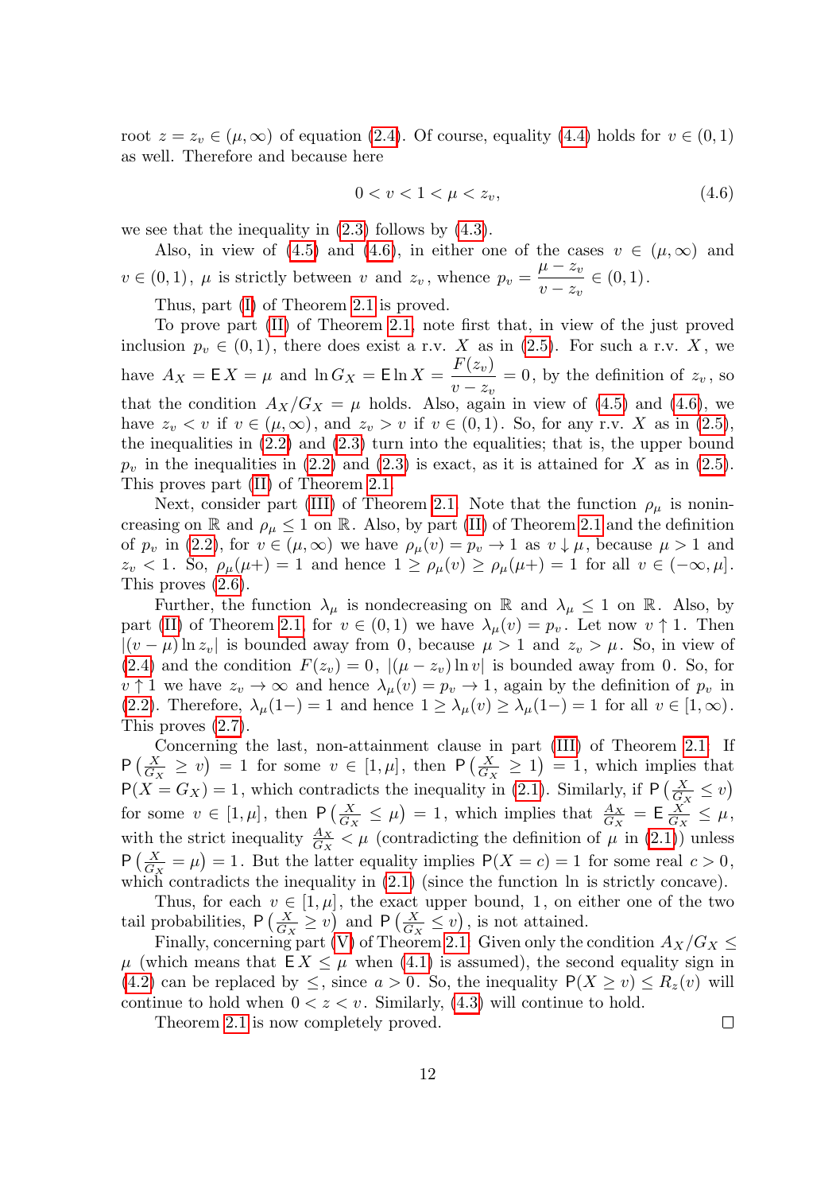root $z = z_v \in (\mu, \infty)$ of equation (2.4). Of course, equality (4.4) holds for $v \in (0, 1)$ as well. Therefore and because here

$$0 < v < 1 < \mu < z_v, \tag{4.6}$$

we see that the inequality in (2.3) follows by (4.3).

Also, in view of (4.5) and (4.6), in either one of the cases $v \in (\mu, \infty)$ and $v \in (0, 1)$, $\mu$ is strictly between $v$ and $z_v$, whence $p_v = \dfrac{\mu - z_v}{v - z_v} \in (0, 1)$.

Thus, part (I) of Theorem 2.1 is proved.

To prove part (II) of Theorem 2.1, note first that, in view of the just proved inclusion $p_v \in (0, 1)$, there does exist a r.v. $X$ as in (2.5). For such a r.v. $X$, we have $A_X = \mathsf{E}\, X = \mu$ and $\ln G_X = \mathsf{E} \ln X = \dfrac{F(z_v)}{v - z_v} = 0$, by the definition of $z_v$, so that the condition $A_X/G_X = \mu$ holds. Also, again in view of (4.5) and (4.6), we have $z_v < v$ if $v \in (\mu, \infty)$, and $z_v > v$ if $v \in (0, 1)$. So, for any r.v. $X$ as in (2.5), the inequalities in (2.2) and (2.3) turn into the equalities; that is, the upper bound $p_v$ in the inequalities in (2.2) and (2.3) is exact, as it is attained for $X$ as in (2.5). This proves part (II) of Theorem 2.1.

Next, consider part (III) of Theorem 2.1. Note that the function $\rho_\mu$ is nonincreasing on $\mathbb{R}$ and $\rho_\mu \le 1$ on $\mathbb{R}$. Also, by part (II) of Theorem 2.1 and the definition of $p_v$ in (2.2), for $v \in (\mu, \infty)$ we have $\rho_\mu(v) = p_v \to 1$ as $v \downarrow \mu$, because $\mu > 1$ and $z_v < 1$. So, $\rho_\mu(\mu+) = 1$ and hence $1 \ge \rho_\mu(v) \ge \rho_\mu(\mu+) = 1$ for all $v \in (-\infty, \mu]$. This proves (2.6).

Further, the function $\lambda_\mu$ is nondecreasing on $\mathbb{R}$ and $\lambda_\mu \le 1$ on $\mathbb{R}$. Also, by part (II) of Theorem 2.1, for $v \in (0, 1)$ we have $\lambda_\mu(v) = p_v$. Let now $v \uparrow 1$. Then $|(v - \mu) \ln z_v|$ is bounded away from $0$, because $\mu > 1$ and $z_v > \mu$. So, in view of (2.4) and the condition $F(z_v) = 0$, $|(\mu - z_v) \ln v|$ is bounded away from $0$. So, for $v \uparrow 1$ we have $z_v \to \infty$ and hence $\lambda_\mu(v) = p_v \to 1$, again by the definition of $p_v$ in (2.2). Therefore, $\lambda_\mu(1-) = 1$ and hence $1 \ge \lambda_\mu(v) \ge \lambda_\mu(1-) = 1$ for all $v \in [1, \infty)$. This proves (2.7).

Concerning the last, non-attainment clause in part (III) of Theorem 2.1. If $\mathsf{P}\big(\frac{X}{G_X} \ge v\big) = 1$ for some $v \in [1, \mu]$, then $\mathsf{P}\big(\frac{X}{G_X} \ge 1\big) = 1$, which implies that $\mathsf{P}(X = G_X) = 1$, which contradicts the inequality in (2.1). Similarly, if $\mathsf{P}\big(\frac{X}{G_X} \le v\big)$ for some $v \in [1, \mu]$, then $\mathsf{P}\big(\frac{X}{G_X} \le \mu\big) = 1$, which implies that $\frac{A_X}{G_X} = \mathsf{E}\, \frac{X}{G_X} \le \mu$, with the strict inequality $\frac{A_X}{G_X} < \mu$ (contradicting the definition of $\mu$ in (2.1)) unless $\mathsf{P}\big(\frac{X}{G_X} = \mu\big) = 1$. But the latter equality implies $\mathsf{P}(X = c) = 1$ for some real $c > 0$, which contradicts the inequality in (2.1) (since the function ln is strictly concave).

Thus, for each $v \in [1, \mu]$, the exact upper bound, 1, on either one of the two tail probabilities, $\mathsf{P}\big(\frac{X}{G_X} \ge v\big)$ and $\mathsf{P}\big(\frac{X}{G_X} \le v\big)$, is not attained.

Finally, concerning part (V) of Theorem 2.1. Given only the condition $A_X/G_X \le \mu$ (which means that $\mathsf{E}\, X \le \mu$ when (4.1) is assumed), the second equality sign in (4.2) can be replaced by $\le$, since $a > 0$. So, the inequality $\mathsf{P}(X \ge v) \le R_z(v)$ will continue to hold when $0 < z < v$. Similarly, (4.3) will continue to hold.

Theorem 2.1 is now completely proved. □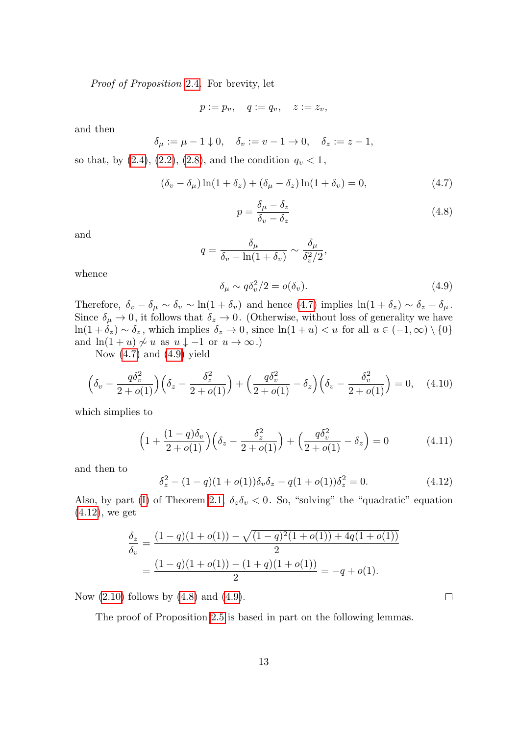*Proof of Proposition 2.4.* For brevity, let

$$p := p_v, \quad q := q_v, \quad z := z_v,$$

and then

$$\delta_\mu := \mu - 1 \downarrow 0, \quad \delta_v := v - 1 \to 0, \quad \delta_z := z - 1,$$

so that, by (2.4), (2.2), (2.8), and the condition $q_v < 1$,

$$(\delta_v - \delta_\mu)\ln(1+\delta_z) + (\delta_\mu - \delta_z)\ln(1+\delta_v) = 0, \tag{4.7}$$

$$p = \frac{\delta_\mu - \delta_z}{\delta_v - \delta_z} \tag{4.8}$$

and

$$q = \frac{\delta_\mu}{\delta_v - \ln(1+\delta_v)} \sim \frac{\delta_\mu}{\delta_v^2/2},$$

whence

$$\delta_\mu \sim q\delta_v^2/2 = o(\delta_v). \tag{4.9}$$

Therefore, $\delta_v - \delta_\mu \sim \delta_v \sim \ln(1+\delta_v)$ and hence (4.7) implies $\ln(1+\delta_z) \sim \delta_z - \delta_\mu$. Since $\delta_\mu \to 0$, it follows that $\delta_z \to 0$. (Otherwise, without loss of generality we have $\ln(1+\delta_z) \sim \delta_z$, which implies $\delta_z \to 0$, since $\ln(1+u) < u$ for all $u \in (-1,\infty)\setminus\{0\}$ and $\ln(1+u) \not\sim u$ as $u \downarrow -1$ or $u \to \infty$.)

Now (4.7) and (4.9) yield

$$\Big(\delta_v - \frac{q\delta_v^2}{2+o(1)}\Big)\Big(\delta_z - \frac{\delta_z^2}{2+o(1)}\Big) + \Big(\frac{q\delta_v^2}{2+o(1)} - \delta_z\Big)\Big(\delta_v - \frac{\delta_v^2}{2+o(1)}\Big) = 0, \tag{4.10}$$

which simplies to

$$\Big(1 + \frac{(1-q)\delta_v}{2+o(1)}\Big)\Big(\delta_z - \frac{\delta_z^2}{2+o(1)}\Big) + \Big(\frac{q\delta_v^2}{2+o(1)} - \delta_z\Big) = 0 \tag{4.11}$$

and then to

$$\delta_z^2 - (1-q)(1+o(1))\delta_v\delta_z - q(1+o(1))\delta_z^2 = 0. \tag{4.12}$$

Also, by part (I) of Theorem 2.1, $\delta_z\delta_v < 0$. So, "solving" the "quadratic" equation (4.12), we get

$$\begin{aligned}
\frac{\delta_z}{\delta_v} &= \frac{(1-q)(1+o(1)) - \sqrt{(1-q)^2(1+o(1)) + 4q(1+o(1))}}{2} \\
&= \frac{(1-q)(1+o(1)) - (1+q)(1+o(1))}{2} = -q + o(1).
\end{aligned}$$

Now (2.10) follows by (4.8) and (4.9). □

The proof of Proposition 2.5 is based in part on the following lemmas.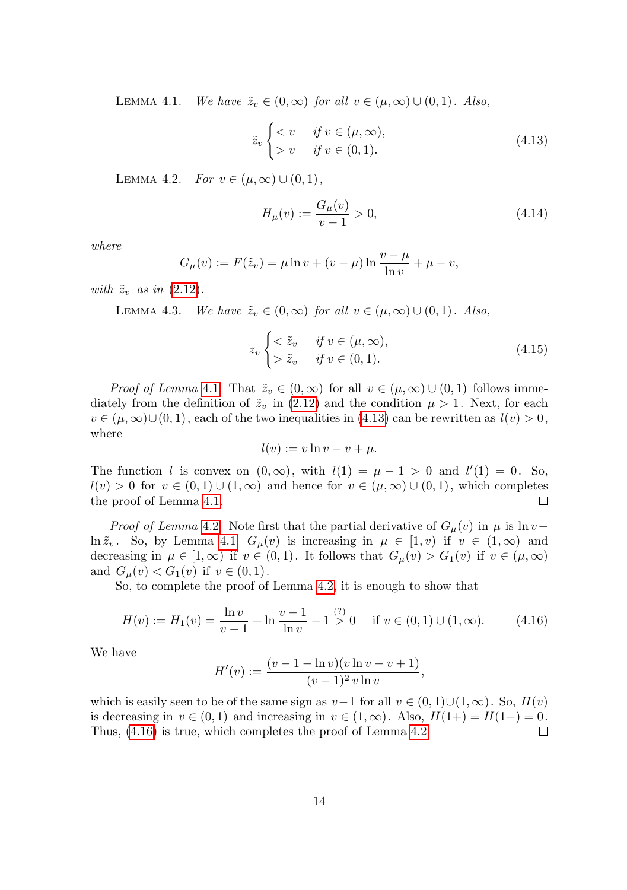Lemma 4.1. *We have $\tilde z_v \in (0,\infty)$ for all $v \in (\mu,\infty)\cup(0,1)$. Also,*

$$\tilde z_v \begin{cases} < v & \text{if } v \in (\mu,\infty), \\ > v & \text{if } v \in (0,1). \end{cases} \tag{4.13}$$

Lemma 4.2. *For $v \in (\mu,\infty)\cup(0,1)$,*

$$H_\mu(v) := \frac{G_\mu(v)}{v-1} > 0, \tag{4.14}$$

*where*

$$G_\mu(v) := F(\tilde z_v) = \mu \ln v + (v-\mu)\ln\frac{v-\mu}{\ln v} + \mu - v,$$

*with $\tilde z_v$ as in (2.12).*

Lemma 4.3. *We have $\tilde z_v \in (0,\infty)$ for all $v \in (\mu,\infty)\cup(0,1)$. Also,*

$$z_v \begin{cases} < \tilde z_v & \text{if } v \in (\mu,\infty), \\ > \tilde z_v & \text{if } v \in (0,1). \end{cases} \tag{4.15}$$

*Proof of Lemma* 4.1. That $\tilde z_v \in (0,\infty)$ for all $v \in (\mu,\infty)\cup(0,1)$ follows immediately from the definition of $\tilde z_v$ in (2.12) and the condition $\mu > 1$. Next, for each $v \in (\mu,\infty)\cup(0,1)$, each of the two inequalities in (4.13) can be rewritten as $l(v) > 0$, where

$$l(v) := v\ln v - v + \mu.$$

The function $l$ is convex on $(0,\infty)$, with $l(1) = \mu - 1 > 0$ and $l'(1) = 0$. So, $l(v) > 0$ for $v \in (0,1)\cup(1,\infty)$ and hence for $v \in (\mu,\infty)\cup(0,1)$, which completes the proof of Lemma 4.1. □

*Proof of Lemma* 4.2. Note first that the partial derivative of $G_\mu(v)$ in $\mu$ is $\ln v - \ln \tilde z_v$. So, by Lemma 4.1, $G_\mu(v)$ is increasing in $\mu \in [1,v)$ if $v \in (1,\infty)$ and decreasing in $\mu \in [1,\infty)$ if $v \in (0,1)$. It follows that $G_\mu(v) > G_1(v)$ if $v \in (\mu,\infty)$ and $G_\mu(v) < G_1(v)$ if $v \in (0,1)$.

So, to complete the proof of Lemma 4.2, it is enough to show that

$$H(v) := H_1(v) = \frac{\ln v}{v-1} + \ln\frac{v-1}{\ln v} - 1 \overset{(?)}{>} 0 \quad \text{if } v \in (0,1)\cup(1,\infty). \tag{4.16}$$

We have

$$H'(v) := \frac{(v-1-\ln v)(v\ln v - v + 1)}{(v-1)^2\, v\ln v},$$

which is easily seen to be of the same sign as $v-1$ for all $v \in (0,1)\cup(1,\infty)$. So, $H(v)$ is decreasing in $v \in (0,1)$ and increasing in $v \in (1,\infty)$. Also, $H(1+) = H(1-) = 0$. Thus, (4.16) is true, which completes the proof of Lemma 4.2. □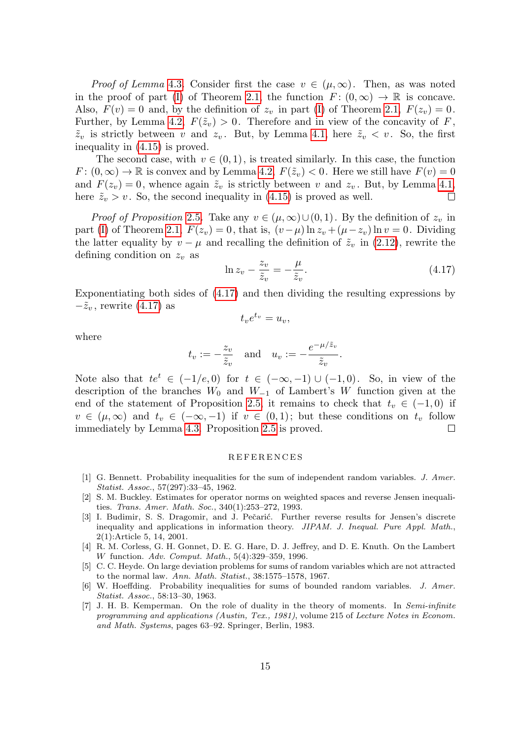*Proof of Lemma* 4.3. Consider first the case $v \in (\mu, \infty)$. Then, as was noted in the proof of part (I) of Theorem 2.1, the function $F\colon (0,\infty) \to \mathbb{R}$ is concave. Also, $F(v) = 0$ and, by the definition of $z_v$ in part (I) of Theorem 2.1, $F(z_v) = 0$. Further, by Lemma 4.2, $F(\tilde{z}_v) > 0$. Therefore and in view of the concavity of $F$, $\tilde{z}_v$ is strictly between $v$ and $z_v$. But, by Lemma 4.1, here $\tilde{z}_v < v$. So, the first inequality in (4.15) is proved.

The second case, with $v \in (0,1)$, is treated similarly. In this case, the function $F\colon (0,\infty) \to \mathbb{R}$ is convex and by Lemma 4.2, $F(\tilde{z}_v) < 0$. Here we still have $F(v) = 0$ and $F(z_v) = 0$, whence again $\tilde{z}_v$ is strictly between $v$ and $z_v$. But, by Lemma 4.1, here $\tilde{z}_v > v$. So, the second inequality in (4.15) is proved as well. □

*Proof of Proposition* 2.5. Take any $v \in (\mu,\infty) \cup (0,1)$. By the definition of $z_v$ in part (I) of Theorem 2.1, $F(z_v) = 0$, that is, $(v-\mu)\ln z_v + (\mu - z_v)\ln v = 0$. Dividing the latter equality by $v - \mu$ and recalling the definition of $\tilde{z}_v$ in (2.12), rewrite the defining condition on $z_v$ as

$$\ln z_v - \frac{z_v}{\tilde{z}_v} = -\frac{\mu}{\tilde{z}_v}. \tag{4.17}$$

Exponentiating both sides of (4.17) and then dividing the resulting expressions by $-\tilde{z}_v$, rewrite (4.17) as

$$t_v e^{t_v} = u_v,$$

where

$$t_v := -\frac{z_v}{\tilde{z}_v} \quad \text{and} \quad u_v := -\frac{e^{-\mu/\tilde{z}_v}}{\tilde{z}_v}.$$

Note also that $te^t \in (-1/e, 0)$ for $t \in (-\infty,-1) \cup (-1,0)$. So, in view of the description of the branches $W_0$ and $W_{-1}$ of Lambert's $W$ function given at the end of the statement of Proposition 2.5, it remains to check that $t_v \in (-1,0)$ if $v \in (\mu,\infty)$ and $t_v \in (-\infty,-1)$ if $v \in (0,1)$; but these conditions on $t_v$ follow immediately by Lemma 4.3. Proposition 2.5 is proved. □

## REFERENCES

[1] G. Bennett. Probability inequalities for the sum of independent random variables. *J. Amer. Statist. Assoc.*, 57(297):33–45, 1962.

[2] S. M. Buckley. Estimates for operator norms on weighted spaces and reverse Jensen inequalities. *Trans. Amer. Math. Soc.*, 340(1):253–272, 1993.

[3] I. Budimir, S. S. Dragomir, and J. Pečarić. Further reverse results for Jensen's discrete inequality and applications in information theory. *JIPAM. J. Inequal. Pure Appl. Math.*, 2(1):Article 5, 14, 2001.

[4] R. M. Corless, G. H. Gonnet, D. E. G. Hare, D. J. Jeffrey, and D. E. Knuth. On the Lambert $W$ function. *Adv. Comput. Math.*, 5(4):329–359, 1996.

[5] C. C. Heyde. On large deviation problems for sums of random variables which are not attracted to the normal law. *Ann. Math. Statist.*, 38:1575–1578, 1967.

[6] W. Hoeffding. Probability inequalities for sums of bounded random variables. *J. Amer. Statist. Assoc.*, 58:13–30, 1963.

[7] J. H. B. Kemperman. On the role of duality in the theory of moments. In *Semi-infinite programming and applications (Austin, Tex., 1981)*, volume 215 of *Lecture Notes in Econom. and Math. Systems*, pages 63–92. Springer, Berlin, 1983.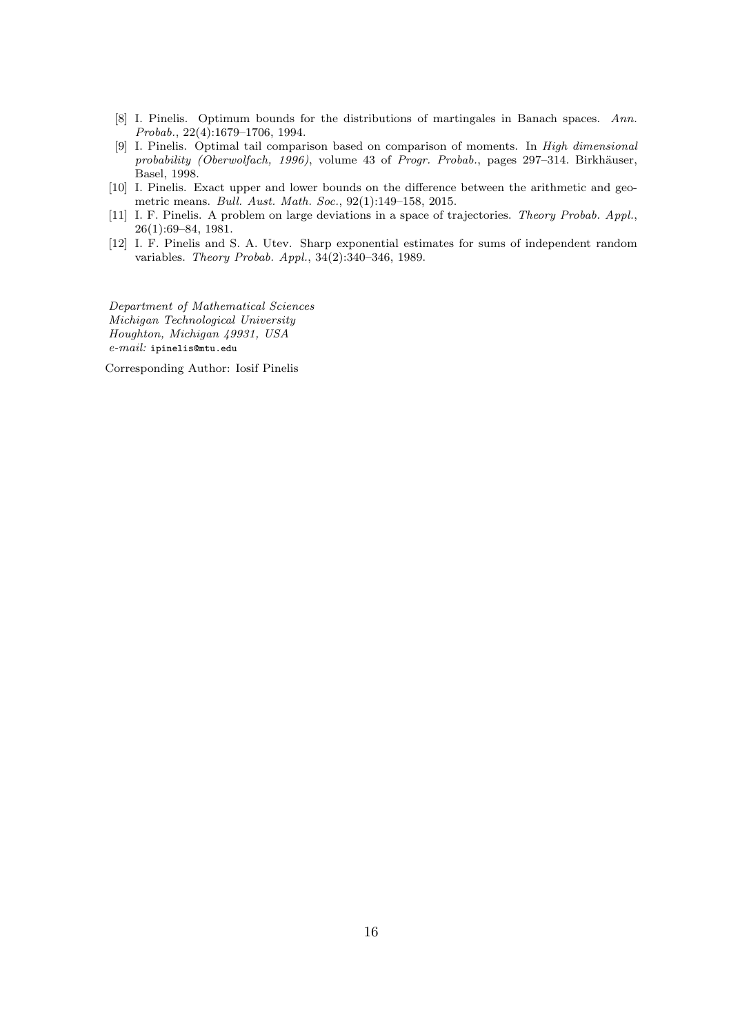[8] I. Pinelis. Optimum bounds for the distributions of martingales in Banach spaces. *Ann. Probab.*, 22(4):1679–1706, 1994.

[9] I. Pinelis. Optimal tail comparison based on comparison of moments. In *High dimensional probability (Oberwolfach, 1996)*, volume 43 of *Progr. Probab.*, pages 297–314. Birkhäuser, Basel, 1998.

[10] I. Pinelis. Exact upper and lower bounds on the difference between the arithmetic and geometric means. *Bull. Aust. Math. Soc.*, 92(1):149–158, 2015.

[11] I. F. Pinelis. A problem on large deviations in a space of trajectories. *Theory Probab. Appl.*, 26(1):69–84, 1981.

[12] I. F. Pinelis and S. A. Utev. Sharp exponential estimates for sums of independent random variables. *Theory Probab. Appl.*, 34(2):340–346, 1989.

*Department of Mathematical Sciences*
*Michigan Technological University*
*Houghton, Michigan 49931, USA*
*e-mail:* ipinelis@mtu.edu

Corresponding Author: Iosif Pinelis